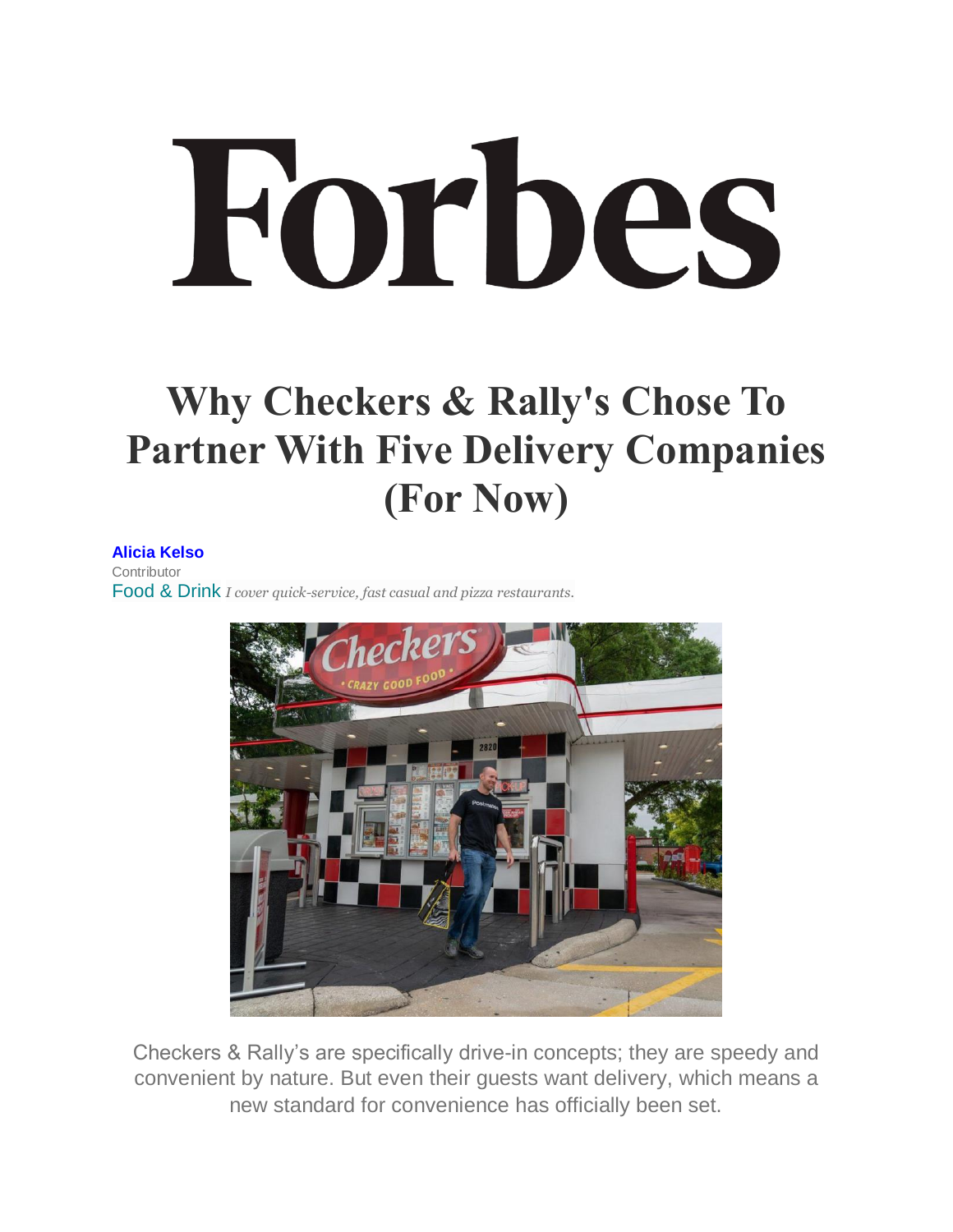# Forbes

# Why Checkers & Rally's Chose To Partner With Five Delivery Companies (For Now)

**Alicia Kelso**
Contributor
Food & Drink *I cover quick-service, fast casual and pizza restaurants.*

Checkers & Rally's are specifically drive-in concepts; they are speedy and convenient by nature. But even their guests want delivery, which means a new standard for convenience has officially been set.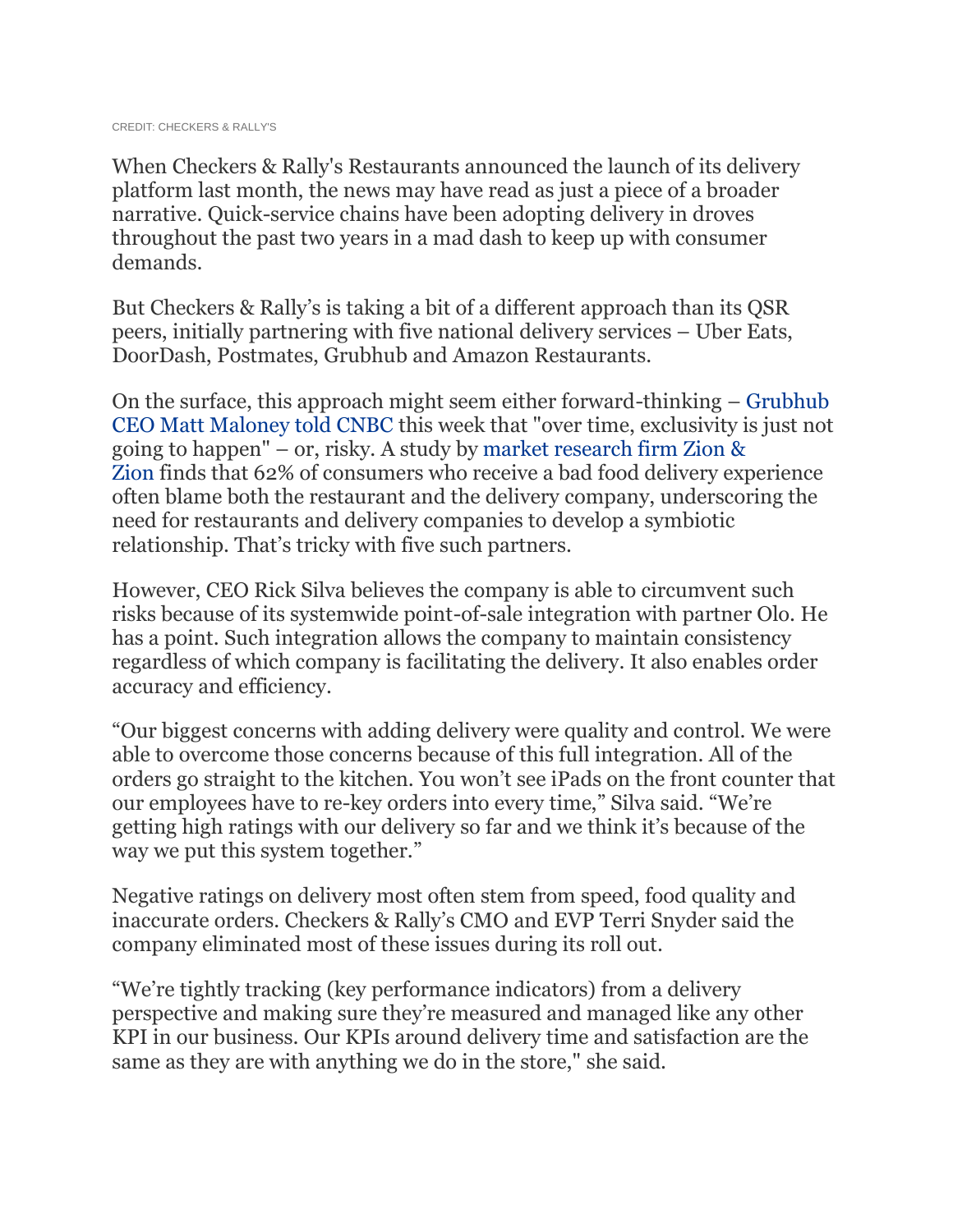CREDIT: CHECKERS & RALLY'S

When Checkers & Rally's Restaurants announced the launch of its delivery platform last month, the news may have read as just a piece of a broader narrative. Quick-service chains have been adopting delivery in droves throughout the past two years in a mad dash to keep up with consumer demands.

But Checkers & Rally's is taking a bit of a different approach than its QSR peers, initially partnering with five national delivery services – Uber Eats, DoorDash, Postmates, Grubhub and Amazon Restaurants.

On the surface, this approach might seem either forward-thinking – Grubhub CEO Matt Maloney told CNBC this week that "over time, exclusivity is just not going to happen" – or, risky. A study by market research firm Zion & Zion finds that 62% of consumers who receive a bad food delivery experience often blame both the restaurant and the delivery company, underscoring the need for restaurants and delivery companies to develop a symbiotic relationship. That's tricky with five such partners.

However, CEO Rick Silva believes the company is able to circumvent such risks because of its systemwide point-of-sale integration with partner Olo. He has a point. Such integration allows the company to maintain consistency regardless of which company is facilitating the delivery. It also enables order accuracy and efficiency.

"Our biggest concerns with adding delivery were quality and control. We were able to overcome those concerns because of this full integration. All of the orders go straight to the kitchen. You won't see iPads on the front counter that our employees have to re-key orders into every time," Silva said. "We're getting high ratings with our delivery so far and we think it's because of the way we put this system together."

Negative ratings on delivery most often stem from speed, food quality and inaccurate orders. Checkers & Rally's CMO and EVP Terri Snyder said the company eliminated most of these issues during its roll out.

"We're tightly tracking (key performance indicators) from a delivery perspective and making sure they're measured and managed like any other KPI in our business. Our KPIs around delivery time and satisfaction are the same as they are with anything we do in the store," she said.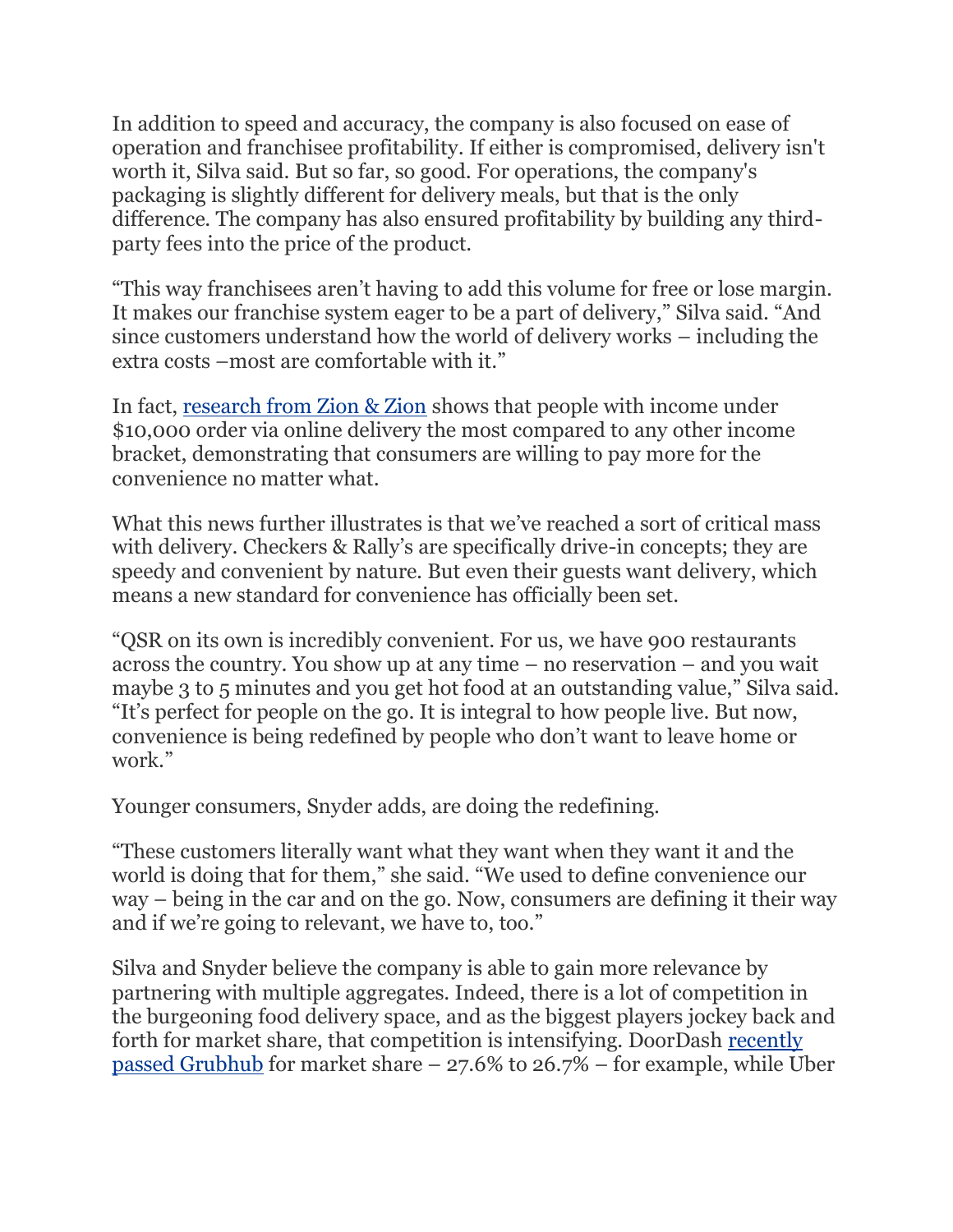In addition to speed and accuracy, the company is also focused on ease of operation and franchisee profitability. If either is compromised, delivery isn't worth it, Silva said. But so far, so good. For operations, the company's packaging is slightly different for delivery meals, but that is the only difference. The company has also ensured profitability by building any third-party fees into the price of the product.

"This way franchisees aren't having to add this volume for free or lose margin. It makes our franchise system eager to be a part of delivery," Silva said. "And since customers understand how the world of delivery works – including the extra costs –most are comfortable with it."

In fact, [research from Zion & Zion](research from Zion & Zion) shows that people with income under $10,000 order via online delivery the most compared to any other income bracket, demonstrating that consumers are willing to pay more for the convenience no matter what.

What this news further illustrates is that we've reached a sort of critical mass with delivery. Checkers & Rally's are specifically drive-in concepts; they are speedy and convenient by nature. But even their guests want delivery, which means a new standard for convenience has officially been set.

"QSR on its own is incredibly convenient. For us, we have 900 restaurants across the country. You show up at any time – no reservation – and you wait maybe 3 to 5 minutes and you get hot food at an outstanding value," Silva said. "It's perfect for people on the go. It is integral to how people live. But now, convenience is being redefined by people who don't want to leave home or work."

Younger consumers, Snyder adds, are doing the redefining.

"These customers literally want what they want when they want it and the world is doing that for them," she said. "We used to define convenience our way – being in the car and on the go. Now, consumers are defining it their way and if we're going to relevant, we have to, too."

Silva and Snyder believe the company is able to gain more relevance by partnering with multiple aggregates. Indeed, there is a lot of competition in the burgeoning food delivery space, and as the biggest players jockey back and forth for market share, that competition is intensifying. DoorDash recently passed Grubhub for market share – 27.6% to 26.7% – for example, while Uber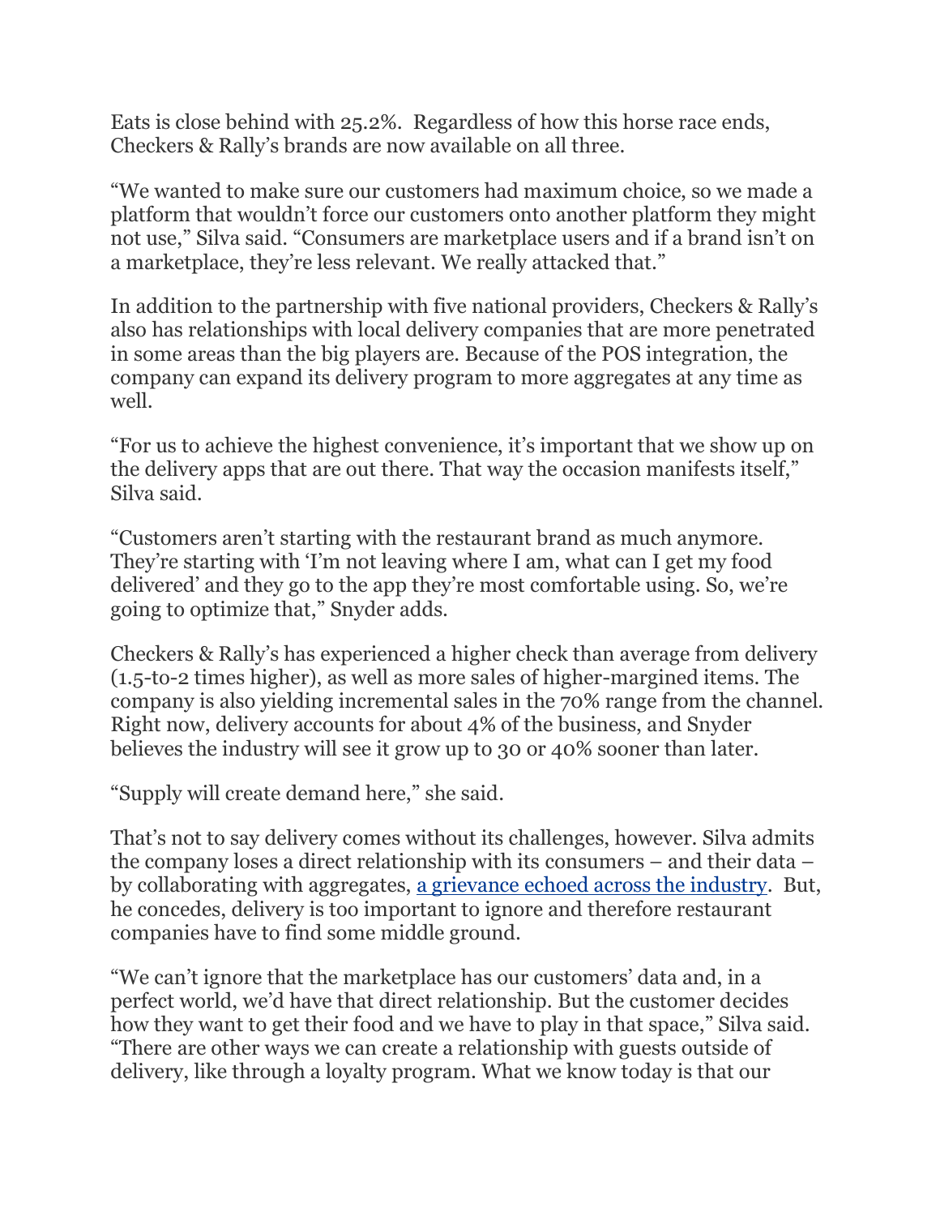Eats is close behind with 25.2%. Regardless of how this horse race ends, Checkers & Rally's brands are now available on all three.

"We wanted to make sure our customers had maximum choice, so we made a platform that wouldn't force our customers onto another platform they might not use," Silva said. "Consumers are marketplace users and if a brand isn't on a marketplace, they're less relevant. We really attacked that."

In addition to the partnership with five national providers, Checkers & Rally's also has relationships with local delivery companies that are more penetrated in some areas than the big players are. Because of the POS integration, the company can expand its delivery program to more aggregates at any time as well.

"For us to achieve the highest convenience, it's important that we show up on the delivery apps that are out there. That way the occasion manifests itself," Silva said.

"Customers aren't starting with the restaurant brand as much anymore. They're starting with 'I'm not leaving where I am, what can I get my food delivered' and they go to the app they're most comfortable using. So, we're going to optimize that," Snyder adds.

Checkers & Rally's has experienced a higher check than average from delivery (1.5-to-2 times higher), as well as more sales of higher-margined items. The company is also yielding incremental sales in the 70% range from the channel. Right now, delivery accounts for about 4% of the business, and Snyder believes the industry will see it grow up to 30 or 40% sooner than later.

"Supply will create demand here," she said.

That's not to say delivery comes without its challenges, however. Silva admits the company loses a direct relationship with its consumers – and their data – by collaborating with aggregates, [a grievance echoed across the industry](). But, he concedes, delivery is too important to ignore and therefore restaurant companies have to find some middle ground.

"We can't ignore that the marketplace has our customers' data and, in a perfect world, we'd have that direct relationship. But the customer decides how they want to get their food and we have to play in that space," Silva said. "There are other ways we can create a relationship with guests outside of delivery, like through a loyalty program. What we know today is that our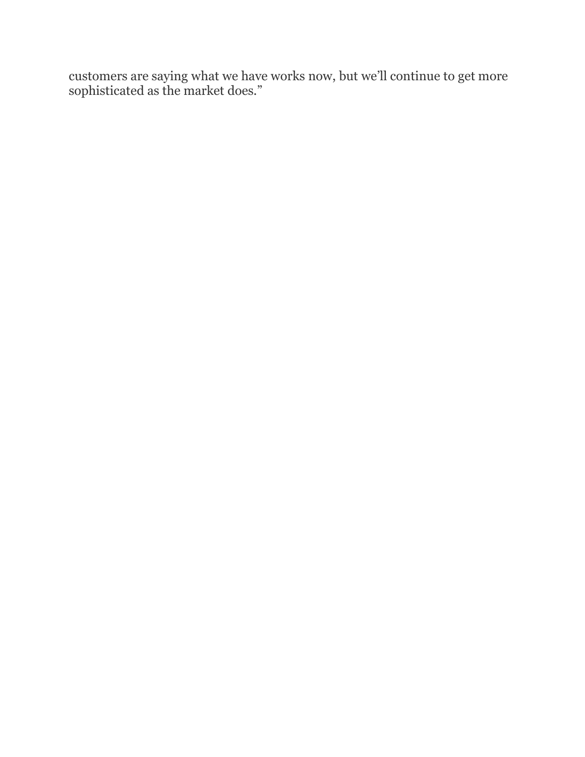customers are saying what we have works now, but we'll continue to get more sophisticated as the market does."